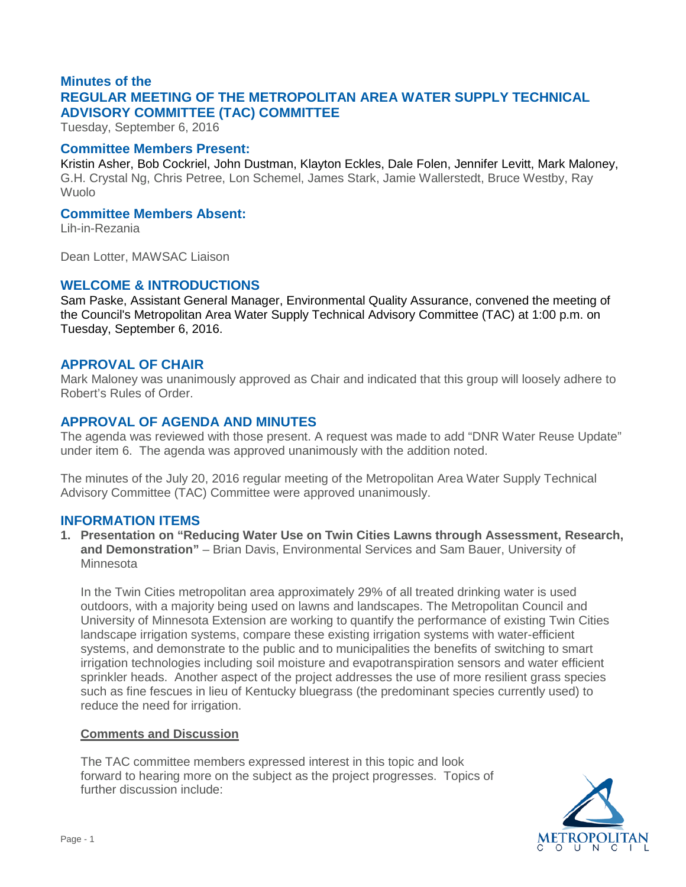# Minutes of the
# REGULAR MEETING OF THE METROPOLITAN AREA WATER SUPPLY TECHNICAL ADVISORY COMMITTEE (TAC) COMMITTEE

Tuesday, September 6, 2016

## Committee Members Present:

Kristin Asher, Bob Cockriel, John Dustman, Klayton Eckles, Dale Folen, Jennifer Levitt, Mark Maloney, G.H. Crystal Ng, Chris Petree, Lon Schemel, James Stark, Jamie Wallerstedt, Bruce Westby, Ray Wuolo

## Committee Members Absent:

Lih-in-Rezania

Dean Lotter, MAWSAC Liaison

## WELCOME & INTRODUCTIONS

Sam Paske, Assistant General Manager, Environmental Quality Assurance, convened the meeting of the Council's Metropolitan Area Water Supply Technical Advisory Committee (TAC) at 1:00 p.m. on Tuesday, September 6, 2016.

## APPROVAL OF CHAIR

Mark Maloney was unanimously approved as Chair and indicated that this group will loosely adhere to Robert's Rules of Order.

## APPROVAL OF AGENDA AND MINUTES

The agenda was reviewed with those present. A request was made to add "DNR Water Reuse Update" under item 6. The agenda was approved unanimously with the addition noted.

The minutes of the July 20, 2016 regular meeting of the Metropolitan Area Water Supply Technical Advisory Committee (TAC) Committee were approved unanimously.

## INFORMATION ITEMS

1. **Presentation on "Reducing Water Use on Twin Cities Lawns through Assessment, Research, and Demonstration"** – Brian Davis, Environmental Services and Sam Bauer, University of Minnesota

   In the Twin Cities metropolitan area approximately 29% of all treated drinking water is used outdoors, with a majority being used on lawns and landscapes. The Metropolitan Council and University of Minnesota Extension are working to quantify the performance of existing Twin Cities landscape irrigation systems, compare these existing irrigation systems with water-efficient systems, and demonstrate to the public and to municipalities the benefits of switching to smart irrigation technologies including soil moisture and evapotranspiration sensors and water efficient sprinkler heads. Another aspect of the project addresses the use of more resilient grass species such as fine fescues in lieu of Kentucky bluegrass (the predominant species currently used) to reduce the need for irrigation.

   **Comments and Discussion**

   The TAC committee members expressed interest in this topic and look forward to hearing more on the subject as the project progresses. Topics of further discussion include: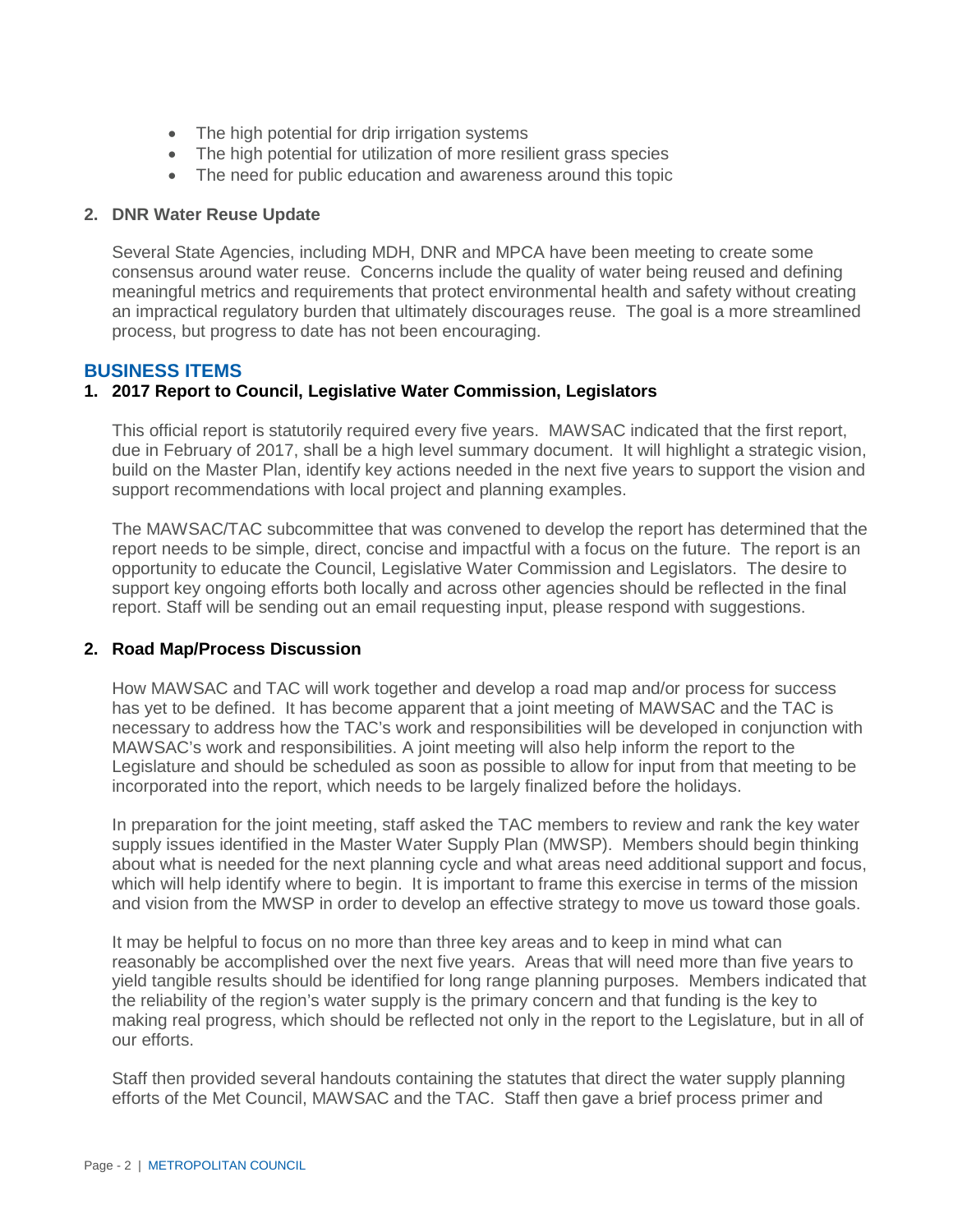- The high potential for drip irrigation systems
- The high potential for utilization of more resilient grass species
- The need for public education and awareness around this topic

**2. DNR Water Reuse Update**

Several State Agencies, including MDH, DNR and MPCA have been meeting to create some consensus around water reuse. Concerns include the quality of water being reused and defining meaningful metrics and requirements that protect environmental health and safety without creating an impractical regulatory burden that ultimately discourages reuse. The goal is a more streamlined process, but progress to date has not been encouraging.

## BUSINESS ITEMS

**1. 2017 Report to Council, Legislative Water Commission, Legislators**

This official report is statutorily required every five years. MAWSAC indicated that the first report, due in February of 2017, shall be a high level summary document. It will highlight a strategic vision, build on the Master Plan, identify key actions needed in the next five years to support the vision and support recommendations with local project and planning examples.

The MAWSAC/TAC subcommittee that was convened to develop the report has determined that the report needs to be simple, direct, concise and impactful with a focus on the future. The report is an opportunity to educate the Council, Legislative Water Commission and Legislators. The desire to support key ongoing efforts both locally and across other agencies should be reflected in the final report. Staff will be sending out an email requesting input, please respond with suggestions.

**2. Road Map/Process Discussion**

How MAWSAC and TAC will work together and develop a road map and/or process for success has yet to be defined. It has become apparent that a joint meeting of MAWSAC and the TAC is necessary to address how the TAC's work and responsibilities will be developed in conjunction with MAWSAC's work and responsibilities. A joint meeting will also help inform the report to the Legislature and should be scheduled as soon as possible to allow for input from that meeting to be incorporated into the report, which needs to be largely finalized before the holidays.

In preparation for the joint meeting, staff asked the TAC members to review and rank the key water supply issues identified in the Master Water Supply Plan (MWSP). Members should begin thinking about what is needed for the next planning cycle and what areas need additional support and focus, which will help identify where to begin. It is important to frame this exercise in terms of the mission and vision from the MWSP in order to develop an effective strategy to move us toward those goals.

It may be helpful to focus on no more than three key areas and to keep in mind what can reasonably be accomplished over the next five years. Areas that will need more than five years to yield tangible results should be identified for long range planning purposes. Members indicated that the reliability of the region's water supply is the primary concern and that funding is the key to making real progress, which should be reflected not only in the report to the Legislature, but in all of our efforts.

Staff then provided several handouts containing the statutes that direct the water supply planning efforts of the Met Council, MAWSAC and the TAC. Staff then gave a brief process primer and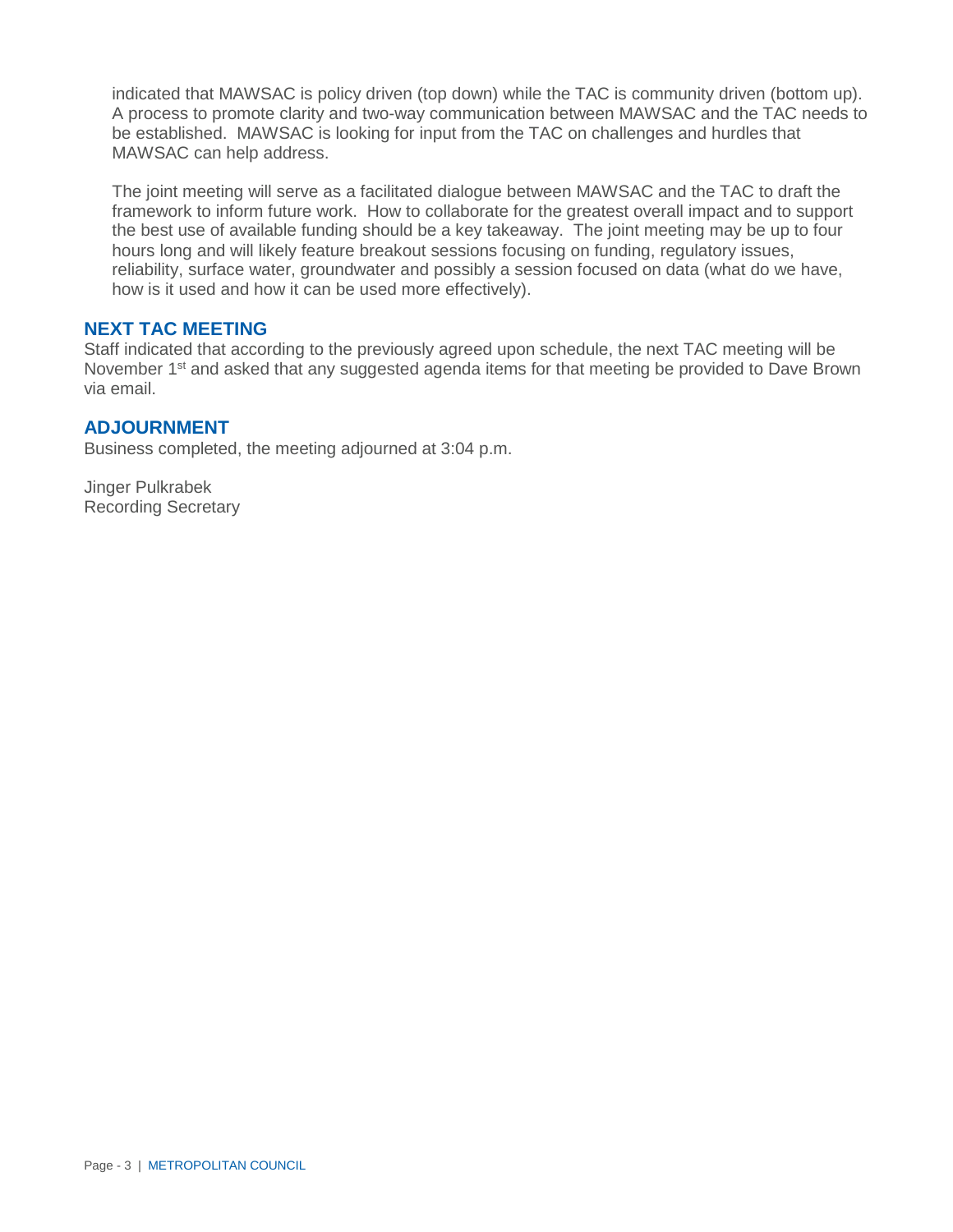indicated that MAWSAC is policy driven (top down) while the TAC is community driven (bottom up). A process to promote clarity and two-way communication between MAWSAC and the TAC needs to be established. MAWSAC is looking for input from the TAC on challenges and hurdles that MAWSAC can help address.

The joint meeting will serve as a facilitated dialogue between MAWSAC and the TAC to draft the framework to inform future work. How to collaborate for the greatest overall impact and to support the best use of available funding should be a key takeaway. The joint meeting may be up to four hours long and will likely feature breakout sessions focusing on funding, regulatory issues, reliability, surface water, groundwater and possibly a session focused on data (what do we have, how is it used and how it can be used more effectively).

## NEXT TAC MEETING

Staff indicated that according to the previously agreed upon schedule, the next TAC meeting will be November 1st and asked that any suggested agenda items for that meeting be provided to Dave Brown via email.

## ADJOURNMENT

Business completed, the meeting adjourned at 3:04 p.m.

Jinger Pulkrabek
Recording Secretary